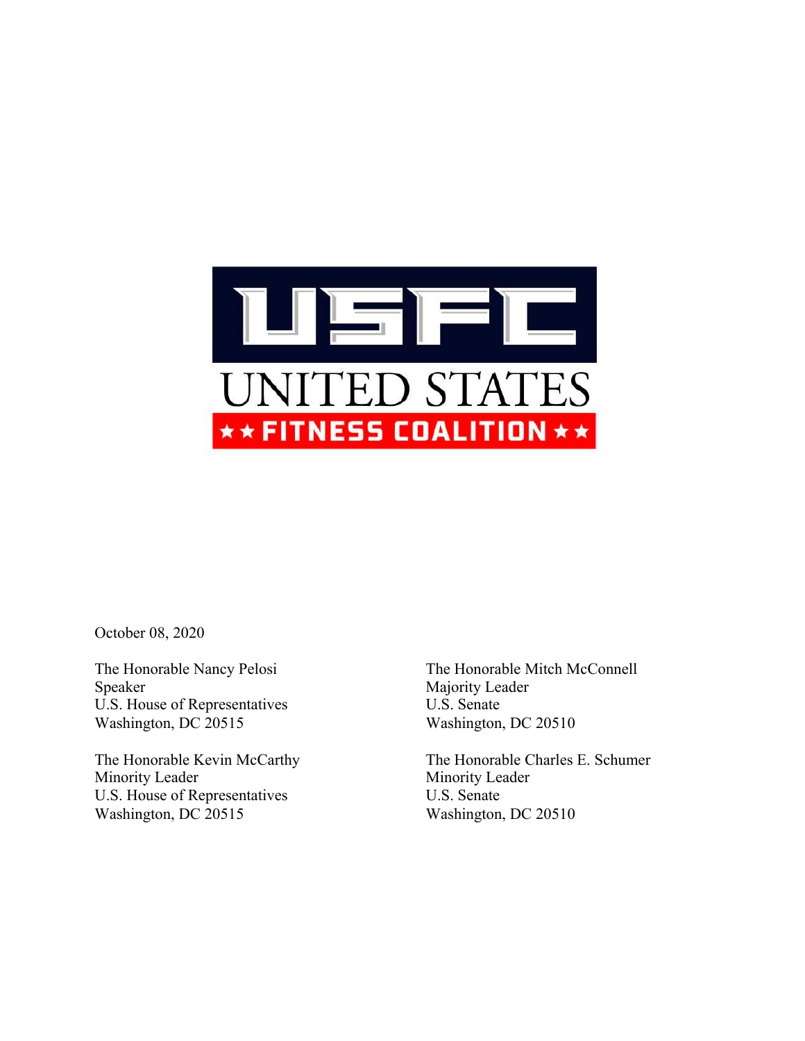USFC

UNITED STATES

★★ FITNESS COALITION ★★

October 08, 2020

The Honorable Nancy Pelosi
Speaker
U.S. House of Representatives
Washington, DC 20515

The Honorable Mitch McConnell
Majority Leader
U.S. Senate
Washington, DC 20510

The Honorable Kevin McCarthy
Minority Leader
U.S. House of Representatives
Washington, DC 20515

The Honorable Charles E. Schumer
Minority Leader
U.S. Senate
Washington, DC 20510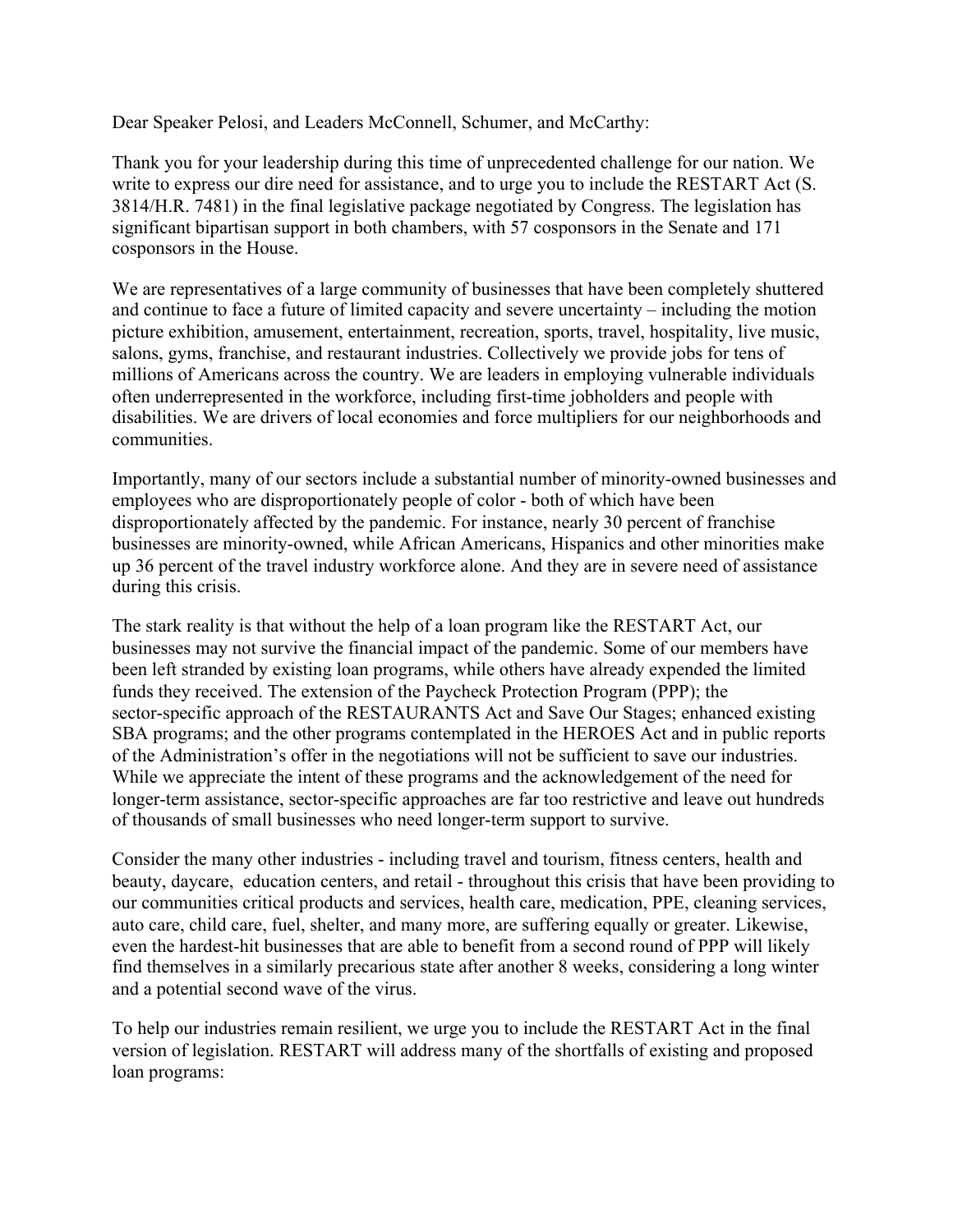Dear Speaker Pelosi, and Leaders McConnell, Schumer, and McCarthy:

Thank you for your leadership during this time of unprecedented challenge for our nation. We write to express our dire need for assistance, and to urge you to include the RESTART Act (S. 3814/H.R. 7481) in the final legislative package negotiated by Congress. The legislation has significant bipartisan support in both chambers, with 57 cosponsors in the Senate and 171 cosponsors in the House.

We are representatives of a large community of businesses that have been completely shuttered and continue to face a future of limited capacity and severe uncertainty – including the motion picture exhibition, amusement, entertainment, recreation, sports, travel, hospitality, live music, salons, gyms, franchise, and restaurant industries. Collectively we provide jobs for tens of millions of Americans across the country. We are leaders in employing vulnerable individuals often underrepresented in the workforce, including first-time jobholders and people with disabilities. We are drivers of local economies and force multipliers for our neighborhoods and communities.

Importantly, many of our sectors include a substantial number of minority-owned businesses and employees who are disproportionately people of color - both of which have been disproportionately affected by the pandemic. For instance, nearly 30 percent of franchise businesses are minority-owned, while African Americans, Hispanics and other minorities make up 36 percent of the travel industry workforce alone. And they are in severe need of assistance during this crisis.

The stark reality is that without the help of a loan program like the RESTART Act, our businesses may not survive the financial impact of the pandemic. Some of our members have been left stranded by existing loan programs, while others have already expended the limited funds they received. The extension of the Paycheck Protection Program (PPP); the sector-specific approach of the RESTAURANTS Act and Save Our Stages; enhanced existing SBA programs; and the other programs contemplated in the HEROES Act and in public reports of the Administration's offer in the negotiations will not be sufficient to save our industries. While we appreciate the intent of these programs and the acknowledgement of the need for longer-term assistance, sector-specific approaches are far too restrictive and leave out hundreds of thousands of small businesses who need longer-term support to survive.

Consider the many other industries - including travel and tourism, fitness centers, health and beauty, daycare, education centers, and retail - throughout this crisis that have been providing to our communities critical products and services, health care, medication, PPE, cleaning services, auto care, child care, fuel, shelter, and many more, are suffering equally or greater. Likewise, even the hardest-hit businesses that are able to benefit from a second round of PPP will likely find themselves in a similarly precarious state after another 8 weeks, considering a long winter and a potential second wave of the virus.

To help our industries remain resilient, we urge you to include the RESTART Act in the final version of legislation. RESTART will address many of the shortfalls of existing and proposed loan programs: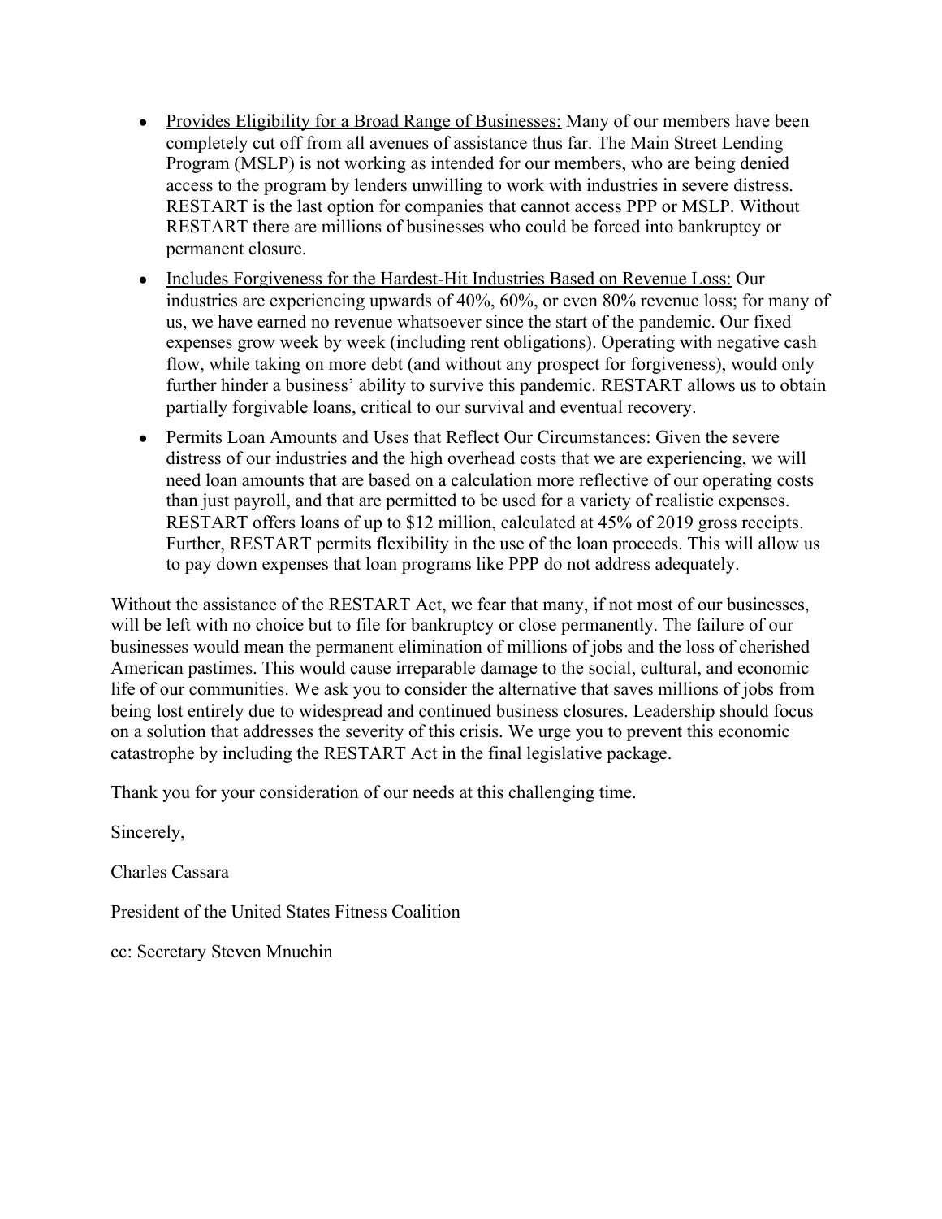- Provides Eligibility for a Broad Range of Businesses: Many of our members have been completely cut off from all avenues of assistance thus far. The Main Street Lending Program (MSLP) is not working as intended for our members, who are being denied access to the program by lenders unwilling to work with industries in severe distress. RESTART is the last option for companies that cannot access PPP or MSLP. Without RESTART there are millions of businesses who could be forced into bankruptcy or permanent closure.
- Includes Forgiveness for the Hardest-Hit Industries Based on Revenue Loss: Our industries are experiencing upwards of 40%, 60%, or even 80% revenue loss; for many of us, we have earned no revenue whatsoever since the start of the pandemic. Our fixed expenses grow week by week (including rent obligations). Operating with negative cash flow, while taking on more debt (and without any prospect for forgiveness), would only further hinder a business' ability to survive this pandemic. RESTART allows us to obtain partially forgivable loans, critical to our survival and eventual recovery.
- Permits Loan Amounts and Uses that Reflect Our Circumstances: Given the severe distress of our industries and the high overhead costs that we are experiencing, we will need loan amounts that are based on a calculation more reflective of our operating costs than just payroll, and that are permitted to be used for a variety of realistic expenses. RESTART offers loans of up to $12 million, calculated at 45% of 2019 gross receipts. Further, RESTART permits flexibility in the use of the loan proceeds. This will allow us to pay down expenses that loan programs like PPP do not address adequately.

Without the assistance of the RESTART Act, we fear that many, if not most of our businesses, will be left with no choice but to file for bankruptcy or close permanently. The failure of our businesses would mean the permanent elimination of millions of jobs and the loss of cherished American pastimes. This would cause irreparable damage to the social, cultural, and economic life of our communities. We ask you to consider the alternative that saves millions of jobs from being lost entirely due to widespread and continued business closures. Leadership should focus on a solution that addresses the severity of this crisis. We urge you to prevent this economic catastrophe by including the RESTART Act in the final legislative package.

Thank you for your consideration of our needs at this challenging time.

Sincerely,

Charles Cassara

President of the United States Fitness Coalition

cc: Secretary Steven Mnuchin